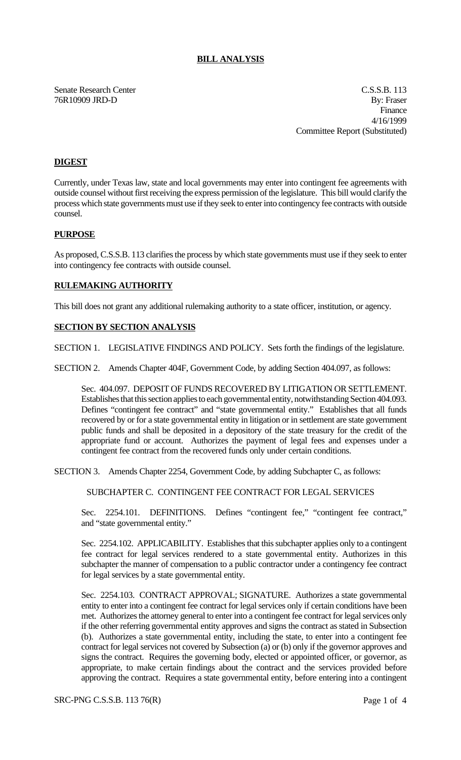## BILL ANALYSIS

Senate Research Center
76R10909 JRD-D

C.S.S.B. 113
By: Fraser
Finance
4/16/1999
Committee Report (Substituted)

## DIGEST

Currently, under Texas law, state and local governments may enter into contingent fee agreements with outside counsel without first receiving the express permission of the legislature. This bill would clarify the process which state governments must use if they seek to enter into contingency fee contracts with outside counsel.

## PURPOSE

As proposed, C.S.S.B. 113 clarifies the process by which state governments must use if they seek to enter into contingency fee contracts with outside counsel.

## RULEMAKING AUTHORITY

This bill does not grant any additional rulemaking authority to a state officer, institution, or agency.

## SECTION BY SECTION ANALYSIS

SECTION 1. LEGISLATIVE FINDINGS AND POLICY. Sets forth the findings of the legislature.

SECTION 2. Amends Chapter 404F, Government Code, by adding Section 404.097, as follows:

> Sec. 404.097. DEPOSIT OF FUNDS RECOVERED BY LITIGATION OR SETTLEMENT. Establishes that this section applies to each governmental entity, notwithstanding Section 404.093. Defines "contingent fee contract" and "state governmental entity." Establishes that all funds recovered by or for a state governmental entity in litigation or in settlement are state government public funds and shall be deposited in a depository of the state treasury for the credit of the appropriate fund or account. Authorizes the payment of legal fees and expenses under a contingent fee contract from the recovered funds only under certain conditions.

SECTION 3. Amends Chapter 2254, Government Code, by adding Subchapter C, as follows:

> SUBCHAPTER C. CONTINGENT FEE CONTRACT FOR LEGAL SERVICES
>
> Sec. 2254.101. DEFINITIONS. Defines "contingent fee," "contingent fee contract," and "state governmental entity."
>
> Sec. 2254.102. APPLICABILITY. Establishes that this subchapter applies only to a contingent fee contract for legal services rendered to a state governmental entity. Authorizes in this subchapter the manner of compensation to a public contractor under a contingency fee contract for legal services by a state governmental entity.
>
> Sec. 2254.103. CONTRACT APPROVAL; SIGNATURE. Authorizes a state governmental entity to enter into a contingent fee contract for legal services only if certain conditions have been met. Authorizes the attorney general to enter into a contingent fee contract for legal services only if the other referring governmental entity approves and signs the contract as stated in Subsection (b). Authorizes a state governmental entity, including the state, to enter into a contingent fee contract for legal services not covered by Subsection (a) or (b) only if the governor approves and signs the contract. Requires the governing body, elected or appointed officer, or governor, as appropriate, to make certain findings about the contract and the services provided before approving the contract. Requires a state governmental entity, before entering into a contingent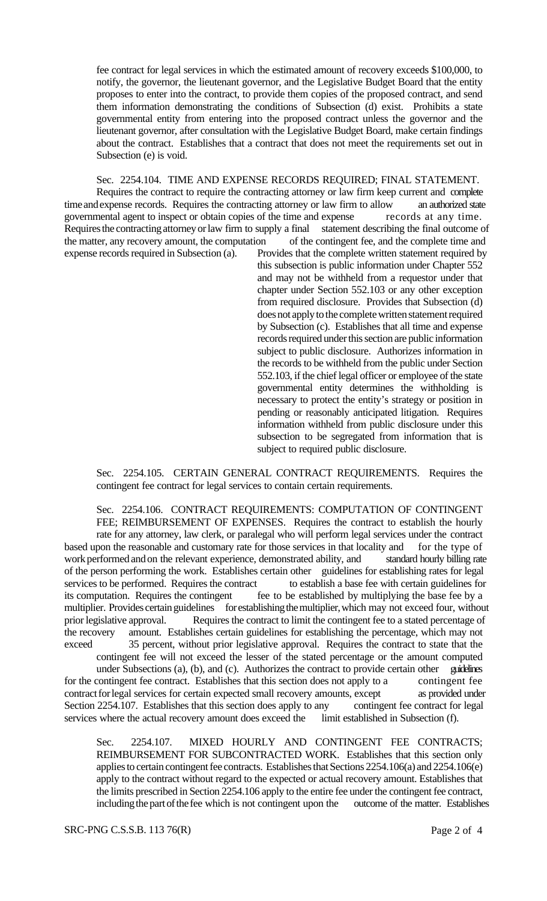fee contract for legal services in which the estimated amount of recovery exceeds $100,000, to notify, the governor, the lieutenant governor, and the Legislative Budget Board that the entity proposes to enter into the contract, to provide them copies of the proposed contract, and send them information demonstrating the conditions of Subsection (d) exist. Prohibits a state governmental entity from entering into the proposed contract unless the governor and the lieutenant governor, after consultation with the Legislative Budget Board, make certain findings about the contract. Establishes that a contract that does not meet the requirements set out in Subsection (e) is void.

Sec. 2254.104. TIME AND EXPENSE RECORDS REQUIRED; FINAL STATEMENT. Requires the contract to require the contracting attorney or law firm keep current and complete time and expense records. Requires the contracting attorney or law firm to allow an authorized state governmental agent to inspect or obtain copies of the time and expense records at any time. Requires the contracting attorney or law firm to supply a final statement describing the final outcome of the matter, any recovery amount, the computation of the contingent fee, and the complete time and expense records required in Subsection (a). Provides that the complete written statement required by this subsection is public information under Chapter 552 and may not be withheld from a requestor under that chapter under Section 552.103 or any other exception from required disclosure. Provides that Subsection (d) does not apply to the complete written statement required by Subsection (c). Establishes that all time and expense records required under this section are public information subject to public disclosure. Authorizes information in the records to be withheld from the public under Section 552.103, if the chief legal officer or employee of the state governmental entity determines the withholding is necessary to protect the entity's strategy or position in pending or reasonably anticipated litigation. Requires information withheld from public disclosure under this subsection to be segregated from information that is subject to required public disclosure.

Sec. 2254.105. CERTAIN GENERAL CONTRACT REQUIREMENTS. Requires the contingent fee contract for legal services to contain certain requirements.

Sec. 2254.106. CONTRACT REQUIREMENTS: COMPUTATION OF CONTINGENT FEE; REIMBURSEMENT OF EXPENSES. Requires the contract to establish the hourly rate for any attorney, law clerk, or paralegal who will perform legal services under the contract based upon the reasonable and customary rate for those services in that locality and for the type of work performed and on the relevant experience, demonstrated ability, and standard hourly billing rate of the person performing the work. Establishes certain other guidelines for establishing rates for legal services to be performed. Requires the contract to establish a base fee with certain guidelines for its computation. Requires the contingent fee to be established by multiplying the base fee by a multiplier. Provides certain guidelines for establishing the multiplier, which may not exceed four, without prior legislative approval. Requires the contract to limit the contingent fee to a stated percentage of the recovery amount. Establishes certain guidelines for establishing the percentage, which may not exceed 35 percent, without prior legislative approval. Requires the contract to state that the contingent fee will not exceed the lesser of the stated percentage or the amount computed under Subsections (a), (b), and (c). Authorizes the contract to provide certain other guidelines for the contingent fee contract. Establishes that this section does not apply to a contingent fee contract for legal services for certain expected small recovery amounts, except as provided under Section 2254.107. Establishes that this section does apply to any contingent fee contract for legal services where the actual recovery amount does exceed the limit established in Subsection (f).

Sec. 2254.107. MIXED HOURLY AND CONTINGENT FEE CONTRACTS; REIMBURSEMENT FOR SUBCONTRACTED WORK. Establishes that this section only applies to certain contingent fee contracts. Establishes that Sections 2254.106(a) and 2254.106(e) apply to the contract without regard to the expected or actual recovery amount. Establishes that the limits prescribed in Section 2254.106 apply to the entire fee under the contingent fee contract, including the part of the fee which is not contingent upon the outcome of the matter. Establishes

SRC-PNG C.S.S.B. 113 76(R)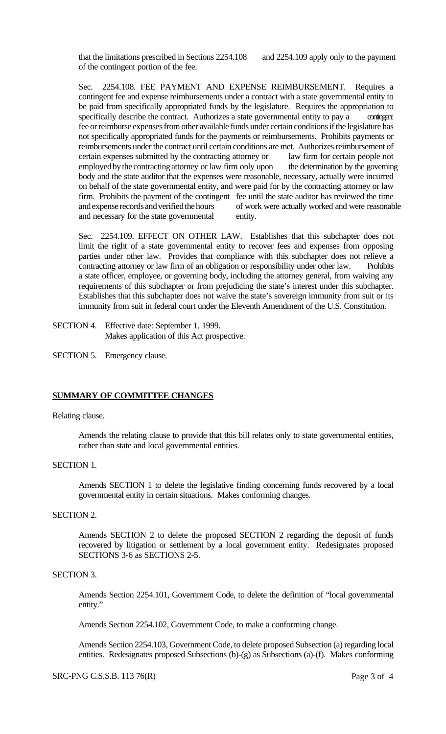that the limitations prescribed in Sections 2254.108 and 2254.109 apply only to the payment of the contingent portion of the fee.

Sec. 2254.108. FEE PAYMENT AND EXPENSE REIMBURSEMENT. Requires a contingent fee and expense reimbursements under a contract with a state governmental entity to be paid from specifically appropriated funds by the legislature. Requires the appropriation to specifically describe the contract. Authorizes a state governmental entity to pay a contingent fee or reimburse expenses from other available funds under certain conditions if the legislature has not specifically appropriated funds for the payments or reimbursements. Prohibits payments or reimbursements under the contract until certain conditions are met. Authorizes reimbursement of certain expenses submitted by the contracting attorney or law firm for certain people not employed by the contracting attorney or law firm only upon the determination by the governing body and the state auditor that the expenses were reasonable, necessary, actually were incurred on behalf of the state governmental entity, and were paid for by the contracting attorney or law firm. Prohibits the payment of the contingent fee until the state auditor has reviewed the time and expense records and verified the hours of work were actually worked and were reasonable and necessary for the state governmental entity.

Sec. 2254.109. EFFECT ON OTHER LAW. Establishes that this subchapter does not limit the right of a state governmental entity to recover fees and expenses from opposing parties under other law. Provides that compliance with this subchapter does not relieve a contracting attorney or law firm of an obligation or responsibility under other law. Prohibits a state officer, employee, or governing body, including the attorney general, from waiving any requirements of this subchapter or from prejudicing the state's interest under this subchapter. Establishes that this subchapter does not waive the state's sovereign immunity from suit or its immunity from suit in federal court under the Eleventh Amendment of the U.S. Constitution.

SECTION 4. Effective date: September 1, 1999.
Makes application of this Act prospective.

SECTION 5. Emergency clause.

**SUMMARY OF COMMITTEE CHANGES**

Relating clause.

Amends the relating clause to provide that this bill relates only to state governmental entities, rather than state and local governmental entities.

SECTION 1.

Amends SECTION 1 to delete the legislative finding concerning funds recovered by a local governmental entity in certain situations. Makes conforming changes.

SECTION 2.

Amends SECTION 2 to delete the proposed SECTION 2 regarding the deposit of funds recovered by litigation or settlement by a local government entity. Redesignates proposed SECTIONS 3-6 as SECTIONS 2-5.

SECTION 3.

Amends Section 2254.101, Government Code, to delete the definition of "local governmental entity."

Amends Section 2254.102, Government Code, to make a conforming change.

Amends Section 2254.103, Government Code, to delete proposed Subsection (a) regarding local entities. Redesignates proposed Subsections (b)-(g) as Subsections (a)-(f). Makes conforming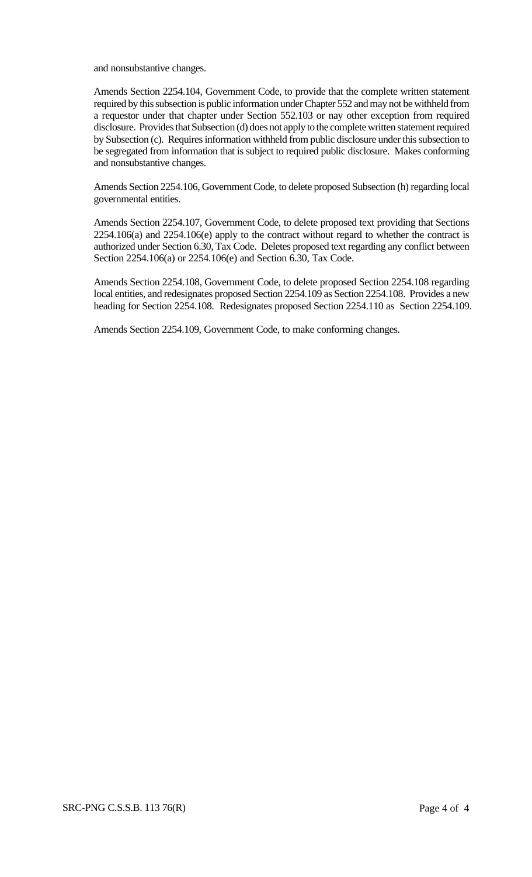and nonsubstantive changes.

Amends Section 2254.104, Government Code, to provide that the complete written statement required by this subsection is public information under Chapter 552 and may not be withheld from a requestor under that chapter under Section 552.103 or nay other exception from required disclosure. Provides that Subsection (d) does not apply to the complete written statement required by Subsection (c). Requires information withheld from public disclosure under this subsection to be segregated from information that is subject to required public disclosure. Makes conforming and nonsubstantive changes.

Amends Section 2254.106, Government Code, to delete proposed Subsection (h) regarding local governmental entities.

Amends Section 2254.107, Government Code, to delete proposed text providing that Sections 2254.106(a) and 2254.106(e) apply to the contract without regard to whether the contract is authorized under Section 6.30, Tax Code. Deletes proposed text regarding any conflict between Section 2254.106(a) or 2254.106(e) and Section 6.30, Tax Code.

Amends Section 2254.108, Government Code, to delete proposed Section 2254.108 regarding local entities, and redesignates proposed Section 2254.109 as Section 2254.108. Provides a new heading for Section 2254.108. Redesignates proposed Section 2254.110 as Section 2254.109.

Amends Section 2254.109, Government Code, to make conforming changes.